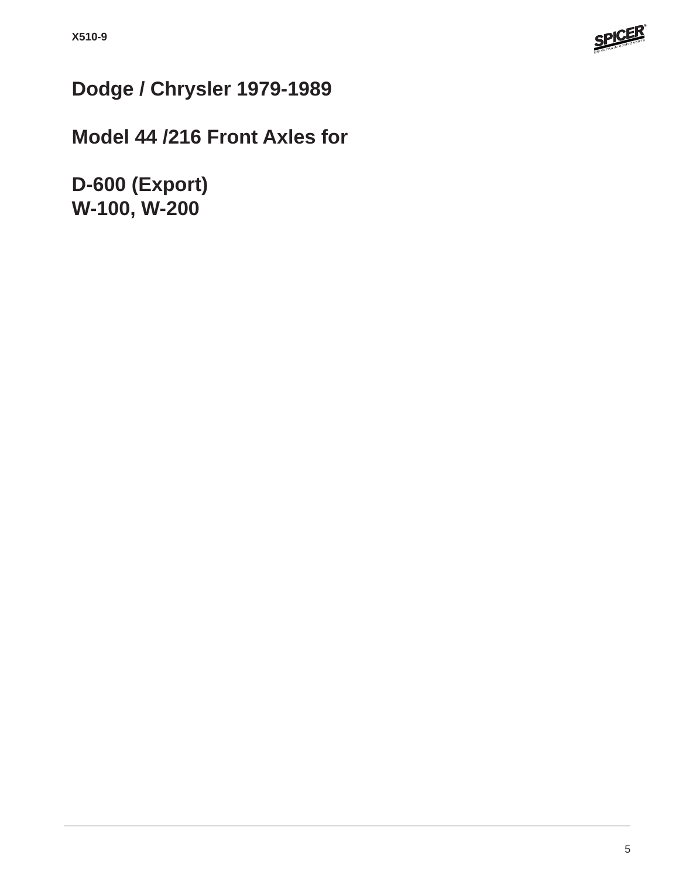# Dodge / Chrysler 1979-1989

# Model 44 /216 Front Axles for

# D-600 (Export)
# W-100, W-200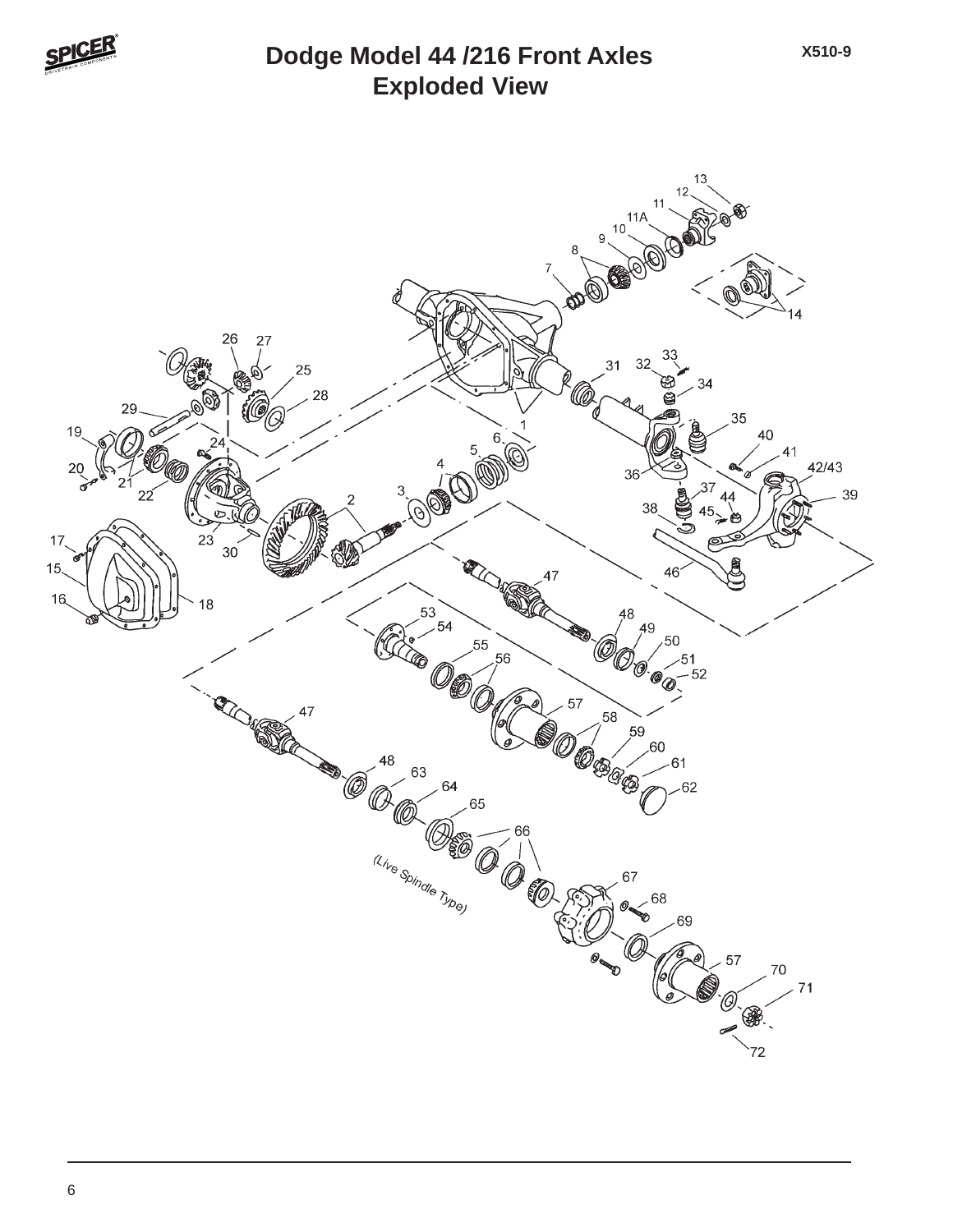# Dodge Model 44 /216 Front Axles
## Exploded View

X510-9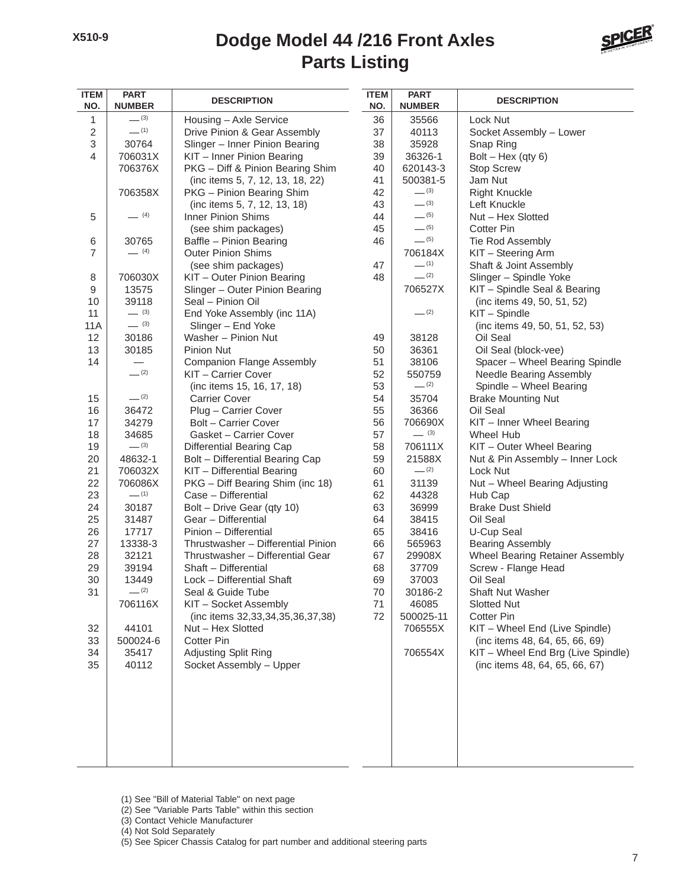# Dodge Model 44 /216 Front Axles
## Parts Listing

| ITEM NO. | PART NUMBER | DESCRIPTION |
|---|---|---|
| 1 | — (3) | Housing – Axle Service |
| 2 | — (1) | Drive Pinion & Gear Assembly |
| 3 | 30764 | Slinger – Inner Pinion Bearing |
| 4 | 706031X | KIT – Inner Pinion Bearing |
| | 706376X | PKG – Diff & Pinion Bearing Shim (inc items 5, 7, 12, 13, 18, 22) |
| | 706358X | PKG – Pinion Bearing Shim (inc items 5, 7, 12, 13, 18) |
| 5 | — (4) | Inner Pinion Shims (see shim packages) |
| 6 | 30765 | Baffle – Pinion Bearing |
| 7 | — (4) | Outer Pinion Shims (see shim packages) |
| 8 | 706030X | KIT – Outer Pinion Bearing |
| 9 | 13575 | Slinger – Outer Pinion Bearing |
| 10 | 39118 | Seal – Pinion Oil |
| 11 | — (3) | End Yoke Assembly (inc 11A) |
| 11A | — (3) | Slinger – End Yoke |
| 12 | 30186 | Washer – Pinion Nut |
| 13 | 30185 | Pinion Nut |
| 14 | — | Companion Flange Assembly |
| | — (2) | KIT – Carrier Cover (inc items 15, 16, 17, 18) |
| 15 | — (2) | Carrier Cover |
| 16 | 36472 | Plug – Carrier Cover |
| 17 | 34279 | Bolt – Carrier Cover |
| 18 | 34685 | Gasket – Carrier Cover |
| 19 | — (3) | Differential Bearing Cap |
| 20 | 48632-1 | Bolt – Differential Bearing Cap |
| 21 | 706032X | KIT – Differential Bearing |
| 22 | 706086X | PKG – Diff Bearing Shim (inc 18) |
| 23 | — (1) | Case – Differential |
| 24 | 30187 | Bolt – Drive Gear (qty 10) |
| 25 | 31487 | Gear – Differential |
| 26 | 17717 | Pinion – Differential |
| 27 | 13338-3 | Thrustwasher – Differential Pinion |
| 28 | 32121 | Thrustwasher – Differential Gear |
| 29 | 39194 | Shaft – Differential |
| 30 | 13449 | Lock – Differential Shaft |
| 31 | — (2) | Seal & Guide Tube |
| | 706116X | KIT – Socket Assembly (inc items 32,33,34,35,36,37,38) |
| 32 | 44101 | Nut – Hex Slotted |
| 33 | 500024-6 | Cotter Pin |
| 34 | 35417 | Adjusting Split Ring |
| 35 | 40112 | Socket Assembly – Upper |
| 36 | 35566 | Lock Nut |
| 37 | 40113 | Socket Assembly – Lower |
| 38 | 35928 | Snap Ring |
| 39 | 36326-1 | Bolt – Hex (qty 6) |
| 40 | 620143-3 | Stop Screw |
| 41 | 500381-5 | Jam Nut |
| 42 | — (3) | Right Knuckle |
| 43 | — (3) | Left Knuckle |
| 44 | — (5) | Nut – Hex Slotted |
| 45 | — (5) | Cotter Pin |
| 46 | — (5) | Tie Rod Assembly |
| | 706184X | KIT – Steering Arm |
| 47 | — (1) | Shaft & Joint Assembly |
| 48 | — (2) | Slinger – Spindle Yoke |
| | 706527X | KIT – Spindle Seal & Bearing (inc items 49, 50, 51, 52) |
| | — (2) | KIT – Spindle (inc items 49, 50, 51, 52, 53) |
| 49 | 38128 | Oil Seal |
| 50 | 36361 | Oil Seal (block-vee) |
| 51 | 38106 | Spacer – Wheel Bearing Spindle |
| 52 | 550759 | Needle Bearing Assembly |
| 53 | — (2) | Spindle – Wheel Bearing |
| 54 | 35704 | Brake Mounting Nut |
| 55 | 36366 | Oil Seal |
| 56 | 706690X | KIT – Inner Wheel Bearing |
| 57 | — (3) | Wheel Hub |
| 58 | 706111X | KIT – Outer Wheel Bearing |
| 59 | 21588X | Nut & Pin Assembly – Inner Lock |
| 60 | — (2) | Lock Nut |
| 61 | 31139 | Nut – Wheel Bearing Adjusting |
| 62 | 44328 | Hub Cap |
| 63 | 36999 | Brake Dust Shield |
| 64 | 38415 | Oil Seal |
| 65 | 38416 | U-Cup Seal |
| 66 | 565963 | Bearing Assembly |
| 67 | 29908X | Wheel Bearing Retainer Assembly |
| 68 | 37709 | Screw - Flange Head |
| 69 | 37003 | Oil Seal |
| 70 | 30186-2 | Shaft Nut Washer |
| 71 | 46085 | Slotted Nut |
| 72 | 500025-11 | Cotter Pin |
| | 706555X | KIT – Wheel End (Live Spindle) (inc items 48, 64, 65, 66, 69) |
| | 706554X | KIT – Wheel End Brg (Live Spindle) (inc items 48, 64, 65, 66, 67) |

(1) See "Bill of Material Table" on next page
(2) See "Variable Parts Table" within this section
(3) Contact Vehicle Manufacturer
(4) Not Sold Separately
(5) See Spicer Chassis Catalog for part number and additional steering parts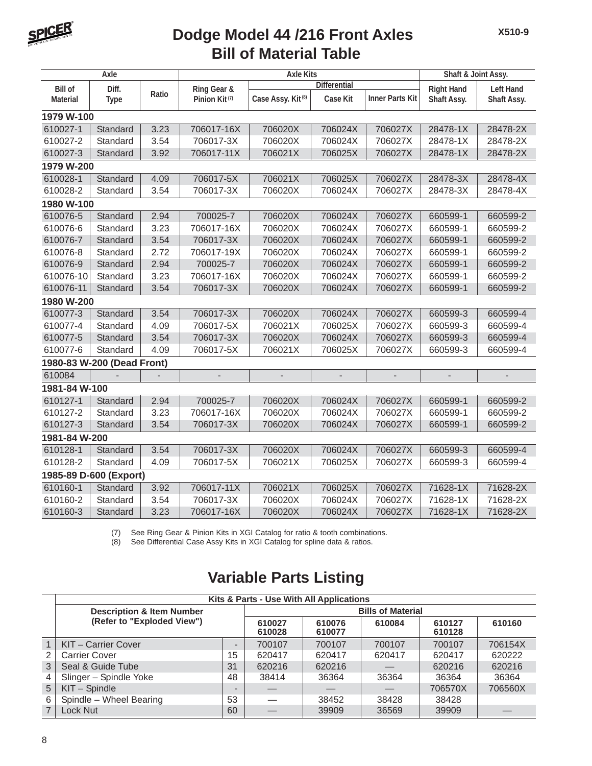# Dodge Model 44 /216 Front Axles
# Bill of Material Table

| Axle | | | Axle Kits | | | | Shaft & Joint Assy. | |
|---|---|---|---|---|---|---|---|---|
| | | | | Differential | | | | |
| Bill of Material | Diff. Type | Ratio | Ring Gear & Pinion Kit (7) | Case Assy. Kit (8) | Case Kit | Inner Parts Kit | Right Hand Shaft Assy. | Left Hand Shaft Assy. |
| **1979 W-100** | | | | | | | | |
| 610027-1 | Standard | 3.23 | 706017-16X | 706020X | 706024X | 706027X | 28478-1X | 28478-2X |
| 610027-2 | Standard | 3.54 | 706017-3X | 706020X | 706024X | 706027X | 28478-1X | 28478-2X |
| 610027-3 | Standard | 3.92 | 706017-11X | 706021X | 706025X | 706027X | 28478-1X | 28478-2X |
| **1979 W-200** | | | | | | | | |
| 610028-1 | Standard | 4.09 | 706017-5X | 706021X | 706025X | 706027X | 28478-3X | 28478-4X |
| 610028-2 | Standard | 3.54 | 706017-3X | 706020X | 706024X | 706027X | 28478-3X | 28478-4X |
| **1980 W-100** | | | | | | | | |
| 610076-5 | Standard | 2.94 | 700025-7 | 706020X | 706024X | 706027X | 660599-1 | 660599-2 |
| 610076-6 | Standard | 3.23 | 706017-16X | 706020X | 706024X | 706027X | 660599-1 | 660599-2 |
| 610076-7 | Standard | 3.54 | 706017-3X | 706020X | 706024X | 706027X | 660599-1 | 660599-2 |
| 610076-8 | Standard | 2.72 | 706017-19X | 706020X | 706024X | 706027X | 660599-1 | 660599-2 |
| 610076-9 | Standard | 2.94 | 700025-7 | 706020X | 706024X | 706027X | 660599-1 | 660599-2 |
| 610076-10 | Standard | 3.23 | 706017-16X | 706020X | 706024X | 706027X | 660599-1 | 660599-2 |
| 610076-11 | Standard | 3.54 | 706017-3X | 706020X | 706024X | 706027X | 660599-1 | 660599-2 |
| **1980 W-200** | | | | | | | | |
| 610077-3 | Standard | 3.54 | 706017-3X | 706020X | 706024X | 706027X | 660599-3 | 660599-4 |
| 610077-4 | Standard | 4.09 | 706017-5X | 706021X | 706025X | 706027X | 660599-3 | 660599-4 |
| 610077-5 | Standard | 3.54 | 706017-3X | 706020X | 706024X | 706027X | 660599-3 | 660599-4 |
| 610077-6 | Standard | 4.09 | 706017-5X | 706021X | 706025X | 706027X | 660599-3 | 660599-4 |
| **1980-83 W-200 (Dead Front)** | | | | | | | | |
| 610084 | - | - | - | - | - | - | - | - |
| **1981-84 W-100** | | | | | | | | |
| 610127-1 | Standard | 2.94 | 700025-7 | 706020X | 706024X | 706027X | 660599-1 | 660599-2 |
| 610127-2 | Standard | 3.23 | 706017-16X | 706020X | 706024X | 706027X | 660599-1 | 660599-2 |
| 610127-3 | Standard | 3.54 | 706017-3X | 706020X | 706024X | 706027X | 660599-1 | 660599-2 |
| **1981-84 W-200** | | | | | | | | |
| 610128-1 | Standard | 3.54 | 706017-3X | 706020X | 706024X | 706027X | 660599-3 | 660599-4 |
| 610128-2 | Standard | 4.09 | 706017-5X | 706021X | 706025X | 706027X | 660599-3 | 660599-4 |
| **1985-89 D-600 (Export)** | | | | | | | | |
| 610160-1 | Standard | 3.92 | 706017-11X | 706021X | 706025X | 706027X | 71628-1X | 71628-2X |
| 610160-2 | Standard | 3.54 | 706017-3X | 706020X | 706024X | 706027X | 71628-1X | 71628-2X |
| 610160-3 | Standard | 3.23 | 706017-16X | 706020X | 706024X | 706027X | 71628-1X | 71628-2X |

(7) See Ring Gear & Pinion Kits in XGI Catalog for ratio & tooth combinations.
(8) See Differential Case Assy Kits in XGI Catalog for spline data & ratios.

## Variable Parts Listing

| | Kits & Parts - Use With All Applications | | | | | | |
|---|---|---|---|---|---|---|---|
| | Description & Item Number (Refer to "Exploded View") | | Bills of Material | | | | |
| | | | 610027 610028 | 610076 610077 | 610084 | 610127 610128 | 610160 |
| 1 | KIT – Carrier Cover | - | 700107 | 700107 | 700107 | 700107 | 706154X |
| 2 | Carrier Cover | 15 | 620417 | 620417 | 620417 | 620417 | 620222 |
| 3 | Seal & Guide Tube | 31 | 620216 | 620216 | — | 620216 | 620216 |
| 4 | Slinger – Spindle Yoke | 48 | 38414 | 36364 | 36364 | 36364 | 36364 |
| 5 | KIT – Spindle | - | — | — | — | 706570X | 706560X |
| 6 | Spindle – Wheel Bearing | 53 | — | 38452 | 38428 | 38428 | |
| 7 | Lock Nut | 60 | — | 39909 | 36569 | 39909 | — |